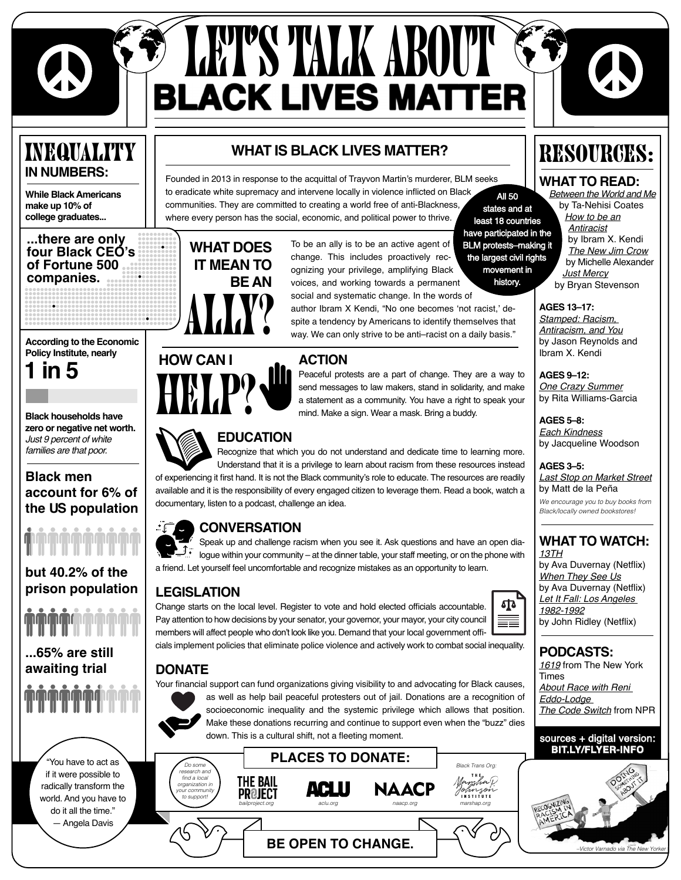# LET'S TALK ABOUT BLACK LIVES MATTER

## INEQUALITY IN NUMBERS:

**While Black Americans make up 10% of college graduates...**

**...there are only four Black CEO's of Fortune 500 companies.**

**According to the Economic Policy Institute, nearly**

**1 in 5**

**Black households have zero or negative net worth.** *Just 9 percent of white families are that poor.*

**Black men account for 6% of the US population**

**but 40.2% of the prison population**

**...65% are still awaiting trial**

"You have to act as if it were possible to radically transform the world. And you have to do it all the time."
— Angela Davis

## WHAT IS BLACK LIVES MATTER?

Founded in 2013 in response to the acquittal of Trayvon Martin's murderer, BLM seeks to eradicate white supremacy and intervene locally in violence inflicted on Black communities. They are committed to creating a world free of anti-Blackness, where every person has the social, economic, and political power to thrive.

All 50 states and at least 18 countries have participated in the BLM protests–making it the largest civil rights movement in history.

## WHAT DOES IT MEAN TO BE AN ALLY?

To be an ally is to be an active agent of change. This includes proactively recognizing your privilege, amplifying Black voices, and working towards a permanent social and systematic change. In the words of author Ibram X Kendi, "No one becomes 'not racist,' despite a tendency by Americans to identify themselves that way. We can only strive to be anti–racist on a daily basis."

## HOW CAN I HELP?

### ACTION

Peaceful protests are a part of change. They are a way to send messages to law makers, stand in solidarity, and make a statement as a community. You have a right to speak your mind. Make a sign. Wear a mask. Bring a buddy.

### EDUCATION

Recognize that which you do not understand and dedicate time to learning more. Understand that it is a privilege to learn about racism from these resources instead of experiencing it first hand. It is not the Black community's role to educate. The resources are readily available and it is the responsibility of every engaged citizen to leverage them. Read a book, watch a documentary, listen to a podcast, challenge an idea.

### CONVERSATION

Speak up and challenge racism when you see it. Ask questions and have an open dialogue within your community – at the dinner table, your staff meeting, or on the phone with a friend. Let yourself feel uncomfortable and recognize mistakes as an opportunity to learn.

### LEGISLATION

Change starts on the local level. Register to vote and hold elected officials accountable. Pay attention to how decisions by your senator, your governor, your mayor, your city council members will affect people who don't look like you. Demand that your local government officials implement policies that eliminate police violence and actively work to combat social inequality.

### DONATE

Your financial support can fund organizations giving visibility to and advocating for Black causes, as well as help bail peaceful protesters out of jail. Donations are a recognition of socioeconomic inequality and the systemic privilege which allows that position. Make these donations recurring and continue to support even when the "buzz" dies down. This is a cultural shift, not a fleeting moment.

### PLACES TO DONATE:

*Do some research and find a local organization in your community to support!*

- THE BAIL PROJECT — *bailproject.org*
- ACLU — *aclu.org*
- NAACP — *naacp.org*
- *Black Trans Org:* The Marsha P. Johnson Institute — *marshap.org*

**BE OPEN TO CHANGE.**

## RESOURCES:

### WHAT TO READ:

*Between the World and Me* by Ta-Nehisi Coates
*How to be an Antiracist* by Ibram X. Kendi
*The New Jim Crow* by Michelle Alexander
*Just Mercy* by Bryan Stevenson

**AGES 13–17:**
*Stamped: Racism, Antiracism, and You* by Jason Reynolds and Ibram X. Kendi

**AGES 9–12:**
*One Crazy Summer* by Rita Williams-Garcia

**AGES 5–8:**
*Each Kindness* by Jacqueline Woodson

**AGES 3–5:**
*Last Stop on Market Street* by Matt de la Peña

*We encourage you to buy books from Black/locally owned bookstores!*

### WHAT TO WATCH:

*13TH* by Ava Duvernay (Netflix)
*When They See Us* by Ava Duvernay (Netflix)
*Let It Fall: Los Angeles 1982-1992* by John Ridley (Netflix)

### PODCASTS:

*1619* from The New York Times
*About Race with Reni Eddo-Lodge*
*The Code Switch* from NPR

**sources + digital version: BIT.LY/FLYER-INFO**

*–Victor Varnado via The New Yorker*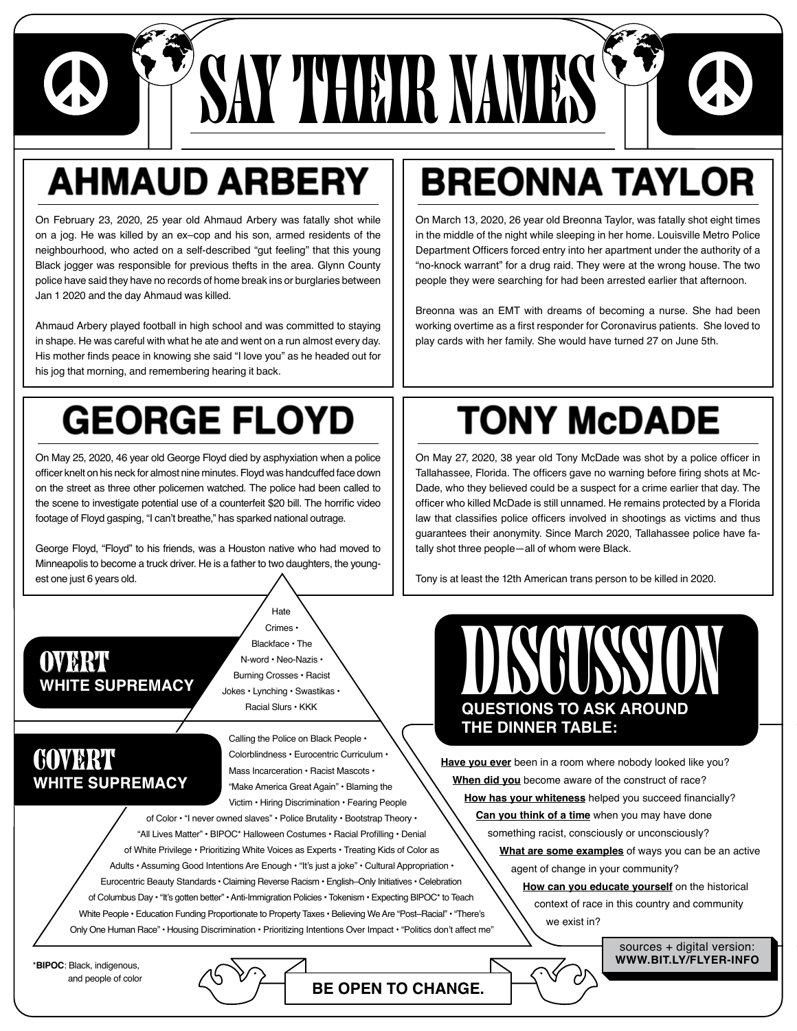# SAY THEIR NAMES

## AHMAUD ARBERY

On February 23, 2020, 25 year old Ahmaud Arbery was fatally shot while on a jog. He was killed by an ex–cop and his son, armed residents of the neighbourhood, who acted on a self-described "gut feeling" that this young Black jogger was responsible for previous thefts in the area. Glynn County police have said they have no records of home break ins or burglaries between Jan 1 2020 and the day Ahmaud was killed.

Ahmaud Arbery played football in high school and was committed to staying in shape. He was careful with what he ate and went on a run almost every day. His mother finds peace in knowing she said "I love you" as he headed out for his jog that morning, and remembering hearing it back.

## BREONNA TAYLOR

On March 13, 2020, 26 year old Breonna Taylor, was fatally shot eight times in the middle of the night while sleeping in her home. Louisville Metro Police Department Officers forced entry into her apartment under the authority of a "no-knock warrant" for a drug raid. They were at the wrong house. The two people they were searching for had been arrested earlier that afternoon.

Breonna was an EMT with dreams of becoming a nurse. She had been working overtime as a first responder for Coronavirus patients. She loved to play cards with her family. She would have turned 27 on June 5th.

## GEORGE FLOYD

On May 25, 2020, 46 year old George Floyd died by asphyxiation when a police officer knelt on his neck for almost nine minutes. Floyd was handcuffed face down on the street as three other policemen watched. The police had been called to the scene to investigate potential use of a counterfeit $20 bill. The horrific video footage of Floyd gasping, "I can't breathe," has sparked national outrage.

George Floyd, "Floyd" to his friends, was a Houston native who had moved to Minneapolis to become a truck driver. He is a father to two daughters, the youngest one just 6 years old.

## TONY McDADE

On May 27, 2020, 38 year old Tony McDade was shot by a police officer in Tallahassee, Florida. The officers gave no warning before firing shots at McDade, who they believed could be a suspect for a crime earlier that day. The officer who killed McDade is still unnamed. He remains protected by a Florida law that classifies police officers involved in shootings as victims and thus guarantees their anonymity. Since March 2020, Tallahassee police have fatally shot three people—all of whom were Black.

Tony is at least the 12th American trans person to be killed in 2020.

### OVERT WHITE SUPREMACY

Hate Crimes • Blackface • The N-word • Neo-Nazis • Burning Crosses • Racist Jokes • Lynching • Swastikas • Racial Slurs • KKK

### COVERT WHITE SUPREMACY

Calling the Police on Black People • Colorblindness • Eurocentric Curriculum • Mass Incarceration • Racist Mascots • "Make America Great Again" • Blaming the Victim • Hiring Discrimination • Fearing People of Color • "I never owned slaves" • Police Brutality • Bootstrap Theory • "All Lives Matter" • BIPOC* Halloween Costumes • Racial Profilling • Denial of White Privilege • Prioritizing White Voices as Experts • Treating Kids of Color as Adults • Assuming Good Intentions Are Enough • "It's just a joke" • Cultural Appropriation • Eurocentric Beauty Standards • Claiming Reverse Racism • English–Only Initiatives • Celebration of Columbus Day • "It's gotten better" • Anti-Immigration Policies • Tokenism • Expecting BIPOC* to Teach White People • Education Funding Proportionate to Property Taxes • Believing We Are "Post–Racial" • "There's Only One Human Race" • Housing Discrimination • Prioritizing Intentions Over Impact • "Politics don't affect me"

*BIPOC: Black, indigenous, and people of color

## DISCUSSION

### QUESTIONS TO ASK AROUND THE DINNER TABLE:

**Have you ever** been in a room where nobody looked like you?

**When did you** become aware of the construct of race?

**How has your whiteness** helped you succeed financially?

**Can you think of a time** when you may have done something racist, consciously or unconsciously?

**What are some examples** of ways you can be an active agent of change in your community?

**How can you educate yourself** on the historical context of race in this country and community we exist in?

sources + digital version:
**WWW.BIT.LY/FLYER-INFO**

**BE OPEN TO CHANGE.**